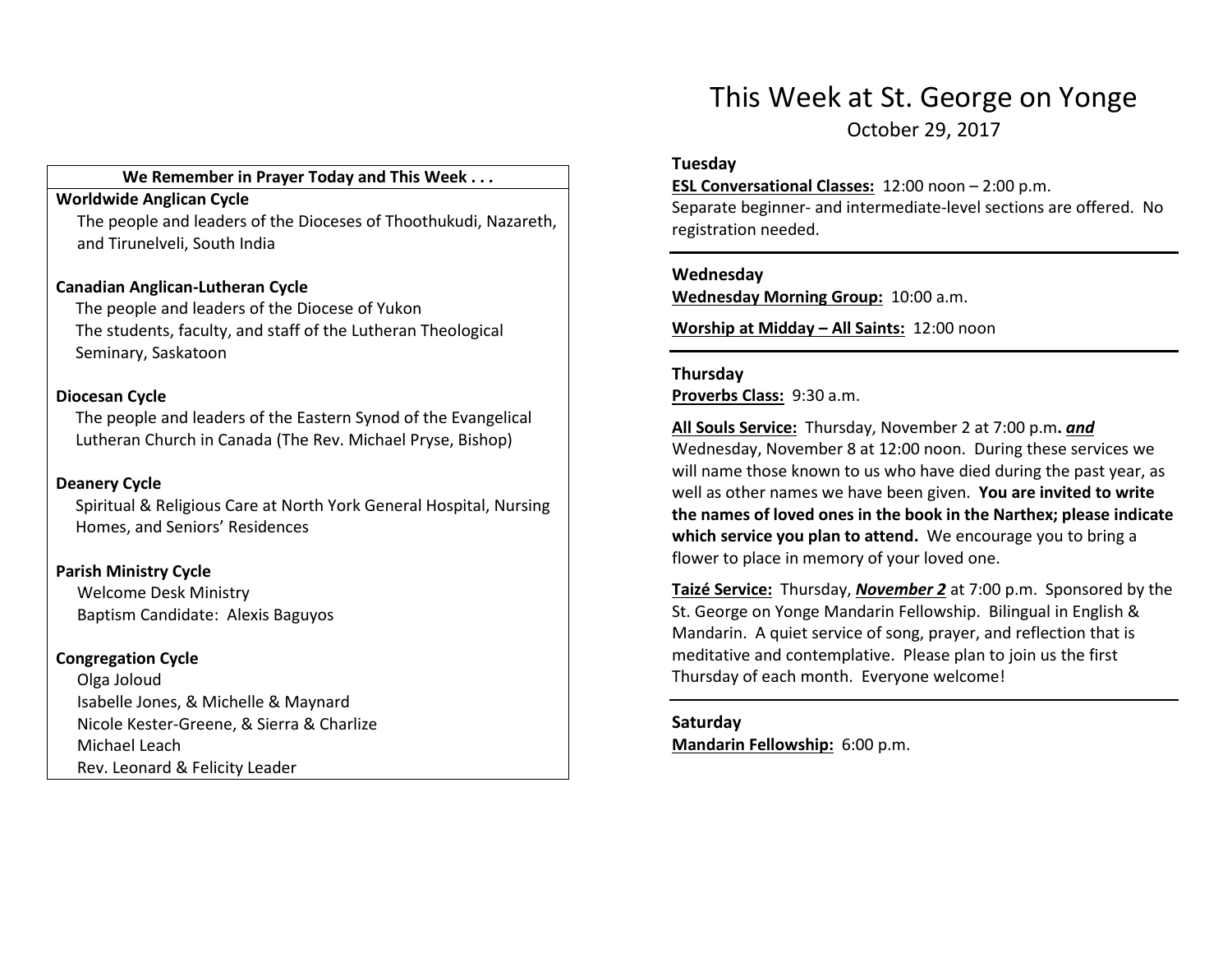# This Week at St. George on Yonge

October 29, 2017

**We Remember in Prayer Today and This Week . . .**

**Worldwide Anglican Cycle**

The people and leaders of the Dioceses of Thoothukudi, Nazareth, and Tirunelveli, South India

**Canadian Anglican-Lutheran Cycle**

The people and leaders of the Diocese of Yukon
The students, faculty, and staff of the Lutheran Theological Seminary, Saskatoon

**Diocesan Cycle**

The people and leaders of the Eastern Synod of the Evangelical Lutheran Church in Canada (The Rev. Michael Pryse, Bishop)

**Deanery Cycle**

Spiritual & Religious Care at North York General Hospital, Nursing Homes, and Seniors' Residences

**Parish Ministry Cycle**

Welcome Desk Ministry
Baptism Candidate: Alexis Baguyos

**Congregation Cycle**

Olga Joloud
Isabelle Jones, & Michelle & Maynard
Nicole Kester-Greene, & Sierra & Charlize
Michael Leach
Rev. Leonard & Felicity Leader

---

### Tuesday

**ESL Conversational Classes:** 12:00 noon – 2:00 p.m.
Separate beginner- and intermediate-level sections are offered. No registration needed.

---

### Wednesday

**Wednesday Morning Group:** 10:00 a.m.

**Worship at Midday – All Saints:** 12:00 noon

---

### Thursday

**Proverbs Class:** 9:30 a.m.

**All Souls Service:** Thursday, November 2 at 7:00 p.m**. *and*** Wednesday, November 8 at 12:00 noon. During these services we will name those known to us who have died during the past year, as well as other names we have been given. **You are invited to write the names of loved ones in the book in the Narthex; please indicate which service you plan to attend.** We encourage you to bring a flower to place in memory of your loved one.

**Taizé Service:** Thursday, ***November 2*** at 7:00 p.m. Sponsored by the St. George on Yonge Mandarin Fellowship. Bilingual in English & Mandarin. A quiet service of song, prayer, and reflection that is meditative and contemplative. Please plan to join us the first Thursday of each month. Everyone welcome!

---

### Saturday

**Mandarin Fellowship:** 6:00 p.m.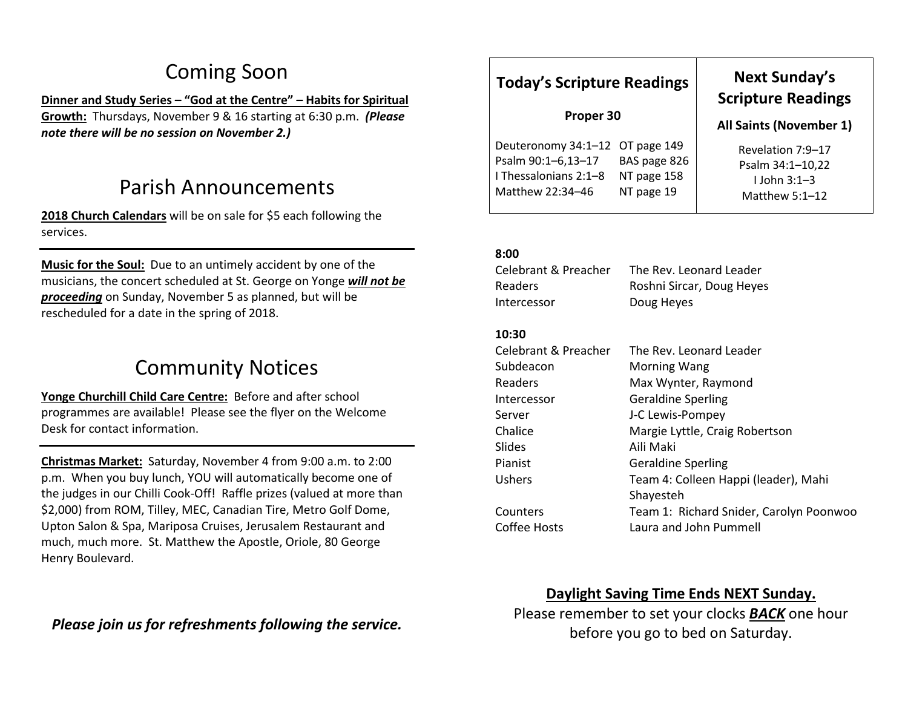# Coming Soon

**Dinner and Study Series – "God at the Centre" – Habits for Spiritual Growth:** Thursdays, November 9 & 16 starting at 6:30 p.m. ***(Please note there will be no session on November 2.)***

# Parish Announcements

**2018 Church Calendars** will be on sale for $5 each following the services.

---

**Music for the Soul:** Due to an untimely accident by one of the musicians, the concert scheduled at St. George on Yonge ***will not be proceeding*** on Sunday, November 5 as planned, but will be rescheduled for a date in the spring of 2018.

# Community Notices

**Yonge Churchill Child Care Centre:** Before and after school programmes are available! Please see the flyer on the Welcome Desk for contact information.

---

**Christmas Market:** Saturday, November 4 from 9:00 a.m. to 2:00 p.m. When you buy lunch, YOU will automatically become one of the judges in our Chilli Cook-Off! Raffle prizes (valued at more than $2,000) from ROM, Tilley, MEC, Canadian Tire, Metro Golf Dome, Upton Salon & Spa, Mariposa Cruises, Jerusalem Restaurant and much, much more. St. Matthew the Apostle, Oriole, 80 George Henry Boulevard.

***Please join us for refreshments following the service.***

## Today's Scripture Readings

**Proper 30**

| | |
|---|---|
| Deuteronomy 34:1–12 | OT page 149 |
| Psalm 90:1–6,13–17 | BAS page 826 |
| I Thessalonians 2:1–8 | NT page 158 |
| Matthew 22:34–46 | NT page 19 |

## Next Sunday's Scripture Readings

**All Saints (November 1)**

Revelation 7:9–17
Psalm 34:1–10,22
I John 3:1–3
Matthew 5:1–12

**8:00**

| | |
|---|---|
| Celebrant & Preacher | The Rev. Leonard Leader |
| Readers | Roshni Sircar, Doug Heyes |
| Intercessor | Doug Heyes |

**10:30**

| | |
|---|---|
| Celebrant & Preacher | The Rev. Leonard Leader |
| Subdeacon | Morning Wang |
| Readers | Max Wynter, Raymond |
| Intercessor | Geraldine Sperling |
| Server | J-C Lewis-Pompey |
| Chalice | Margie Lyttle, Craig Robertson |
| Slides | Aili Maki |
| Pianist | Geraldine Sperling |
| Ushers | Team 4: Colleen Happi (leader), Mahi Shayesteh |
| Counters | Team 1: Richard Snider, Carolyn Poonwoo |
| Coffee Hosts | Laura and John Pummell |

**Daylight Saving Time Ends NEXT Sunday.**

Please remember to set your clocks ***BACK*** one hour before you go to bed on Saturday.